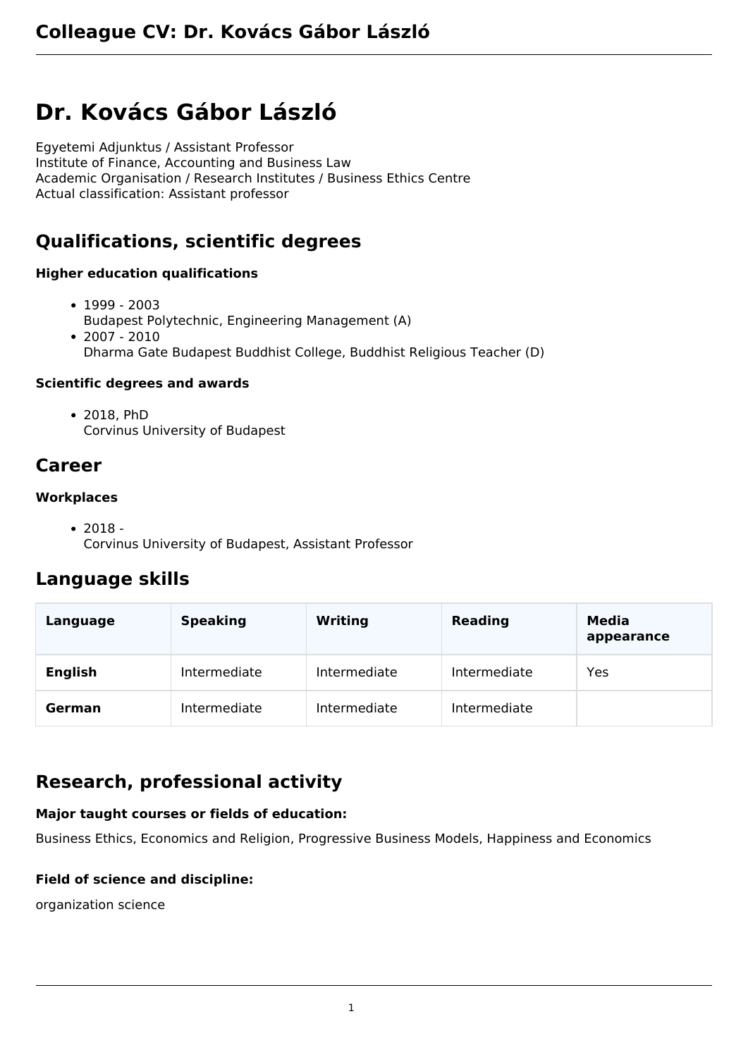# Colleague CV: Dr. Kovács Gábor László

# Dr. Kovács Gábor László

Egyetemi Adjunktus / Assistant Professor
Institute of Finance, Accounting and Business Law
Academic Organisation / Research Institutes / Business Ethics Centre
Actual classification: Assistant professor

## Qualifications, scientific degrees

**Higher education qualifications**

- 1999 - 2003
  Budapest Polytechnic, Engineering Management (A)
- 2007 - 2010
  Dharma Gate Budapest Buddhist College, Buddhist Religious Teacher (D)

**Scientific degrees and awards**

- 2018, PhD
  Corvinus University of Budapest

## Career

**Workplaces**

- 2018 -
  Corvinus University of Budapest, Assistant Professor

## Language skills

| Language | Speaking | Writing | Reading | Media appearance |
| --- | --- | --- | --- | --- |
| **English** | Intermediate | Intermediate | Intermediate | Yes |
| **German** | Intermediate | Intermediate | Intermediate | |

## Research, professional activity

**Major taught courses or fields of education:**

Business Ethics, Economics and Religion, Progressive Business Models, Happiness and Economics

**Field of science and discipline:**

organization science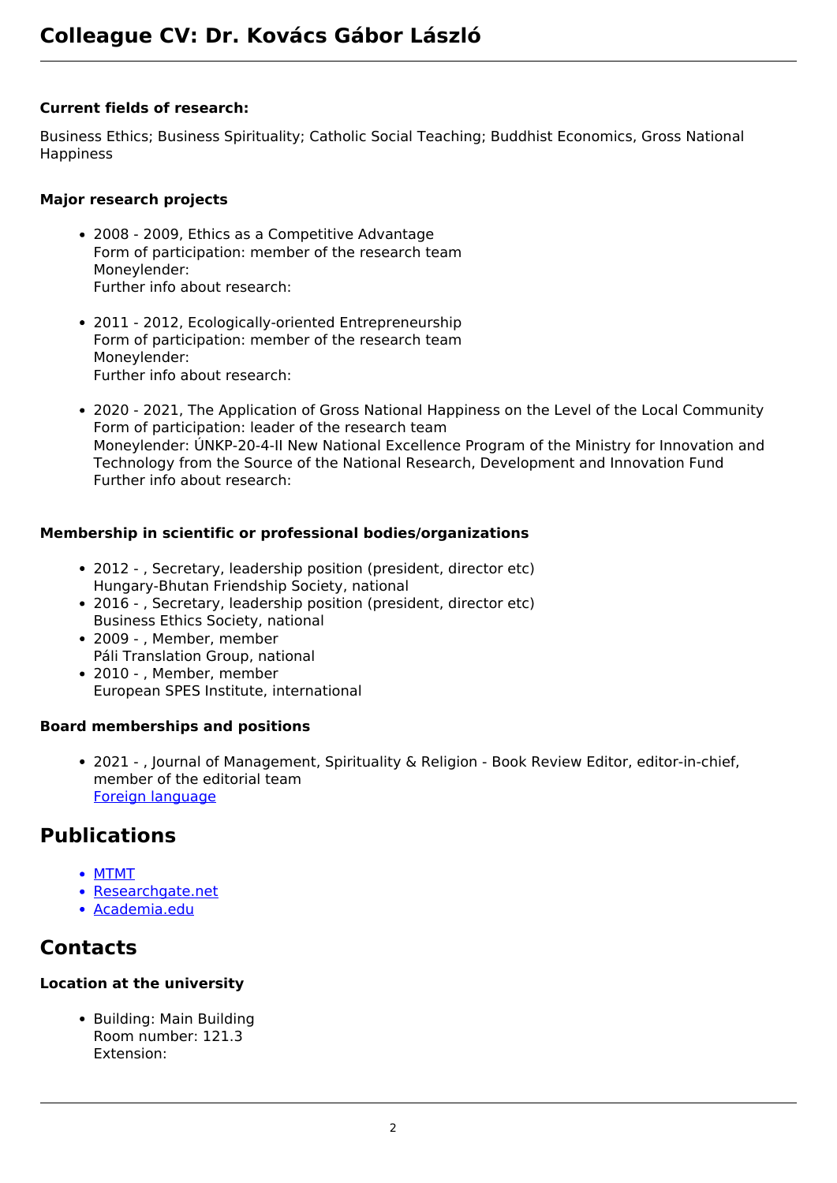# Colleague CV: Dr. Kovács Gábor László

### Current fields of research:

Business Ethics; Business Spirituality; Catholic Social Teaching; Buddhist Economics, Gross National Happiness

### Major research projects

- 2008 - 2009, Ethics as a Competitive Advantage
  Form of participation: member of the research team
  Moneylender:
  Further info about research:

- 2011 - 2012, Ecologically-oriented Entrepreneurship
  Form of participation: member of the research team
  Moneylender:
  Further info about research:

- 2020 - 2021, The Application of Gross National Happiness on the Level of the Local Community
  Form of participation: leader of the research team
  Moneylender: ÚNKP-20-4-II New National Excellence Program of the Ministry for Innovation and Technology from the Source of the National Research, Development and Innovation Fund
  Further info about research:

### Membership in scientific or professional bodies/organizations

- 2012 - , Secretary, leadership position (president, director etc)
  Hungary-Bhutan Friendship Society, national
- 2016 - , Secretary, leadership position (president, director etc)
  Business Ethics Society, national
- 2009 - , Member, member
  Páli Translation Group, national
- 2010 - , Member, member
  European SPES Institute, international

### Board memberships and positions

- 2021 - , Journal of Management, Spirituality & Religion - Book Review Editor, editor-in-chief, member of the editorial team
  Foreign language

## Publications

- MTMT
- Researchgate.net
- Academia.edu

## Contacts

### Location at the university

- Building: Main Building
  Room number: 121.3
  Extension: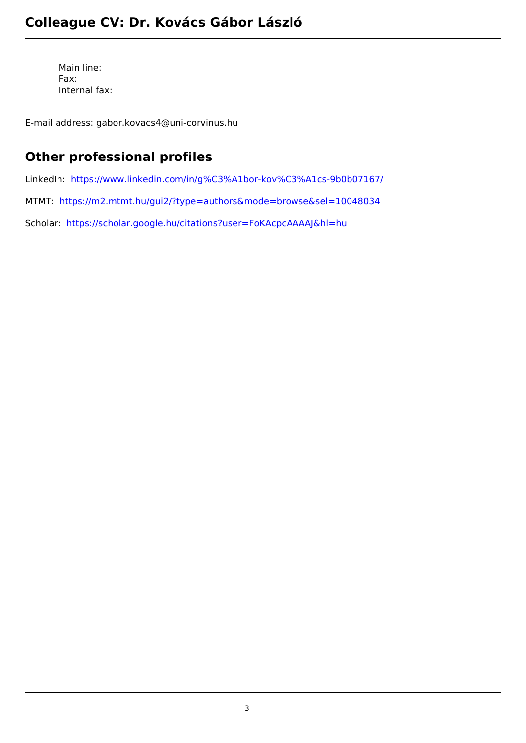Main line:
Fax:
Internal fax:

E-mail address: gabor.kovacs4@uni-corvinus.hu

## Other professional profiles

LinkedIn: https://www.linkedin.com/in/g%C3%A1bor-kov%C3%A1cs-9b0b07167/

MTMT: https://m2.mtmt.hu/gui2/?type=authors&mode=browse&sel=10048034

Scholar: https://scholar.google.hu/citations?user=FoKAcpcAAAAJ&hl=hu